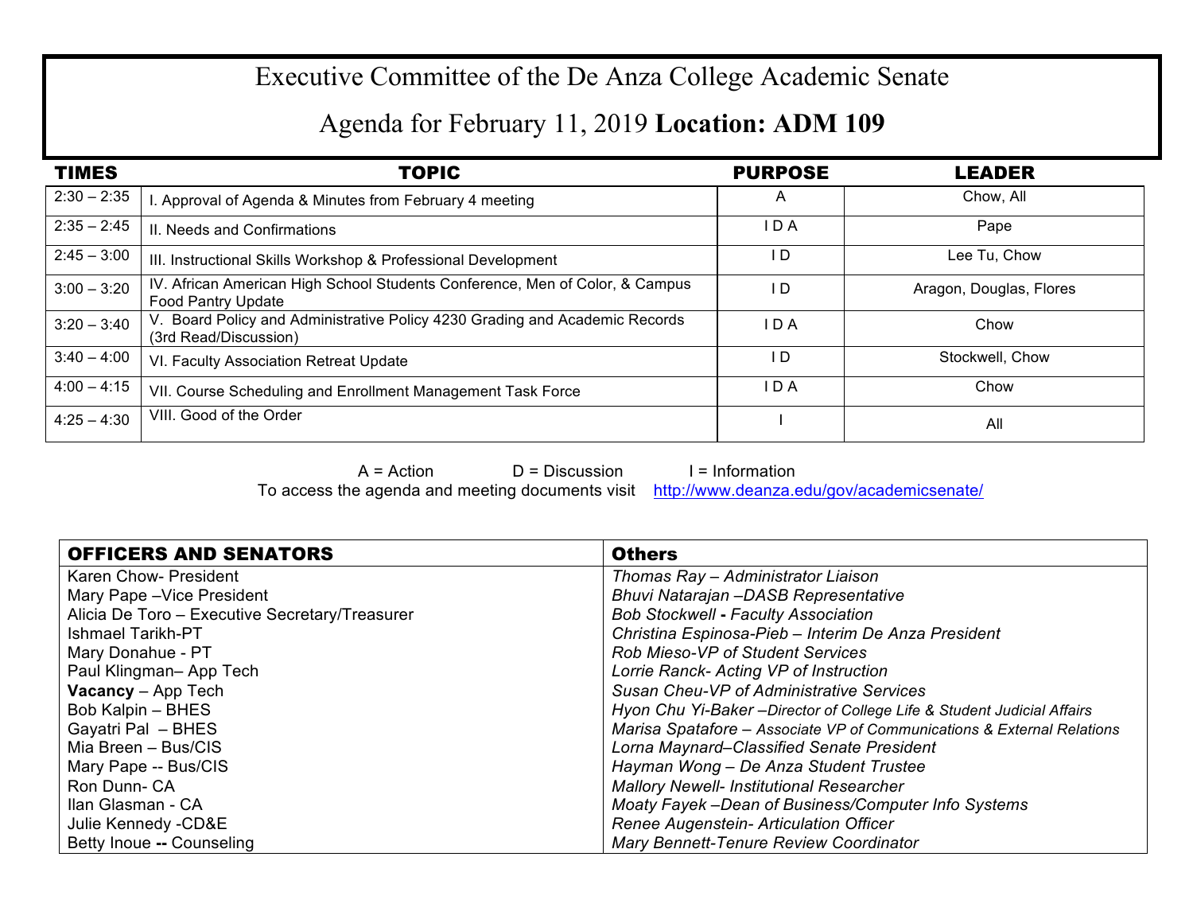# Executive Committee of the De Anza College Academic Senate

## Agenda for February 11, 2019 **Location: ADM 109**

| TIMES | TOPIC | PURPOSE | LEADER |
|---|---|---|---|
| 2:30 – 2:35 | I. Approval of Agenda & Minutes from February 4 meeting | A | Chow, All |
| 2:35 – 2:45 | II. Needs and Confirmations | I D A | Pape |
| 2:45 – 3:00 | III. Instructional Skills Workshop & Professional Development | I D | Lee Tu, Chow |
| 3:00 – 3:20 | IV. African American High School Students Conference, Men of Color, & Campus Food Pantry Update | I D | Aragon, Douglas, Flores |
| 3:20 – 3:40 | V. Board Policy and Administrative Policy 4230 Grading and Academic Records (3rd Read/Discussion) | I D A | Chow |
| 3:40 – 4:00 | VI. Faculty Association Retreat Update | I D | Stockwell, Chow |
| 4:00 – 4:15 | VII. Course Scheduling and Enrollment Management Task Force | I D A | Chow |
| 4:25 – 4:30 | VIII. Good of the Order | I | All |

A = Action D = Discussion I = Information

To access the agenda and meeting documents visit http://www.deanza.edu/gov/academicsenate/

| OFFICERS AND SENATORS | Others |
|---|---|
| Karen Chow- President | *Thomas Ray – Administrator Liaison* |
| Mary Pape –Vice President | *Bhuvi Natarajan –DASB Representative* |
| Alicia De Toro – Executive Secretary/Treasurer | *Bob Stockwell - Faculty Association* |
| Ishmael Tarikh-PT | *Christina Espinosa-Pieb – Interim De Anza President* |
| Mary Donahue - PT | *Rob Mieso-VP of Student Services* |
| Paul Klingman– App Tech | *Lorrie Ranck- Acting VP of Instruction* |
| **Vacancy** – App Tech | *Susan Cheu-VP of Administrative Services* |
| Bob Kalpin – BHES | *Hyon Chu Yi-Baker –Director of College Life & Student Judicial Affairs* |
| Gayatri Pal – BHES | *Marisa Spatafore – Associate VP of Communications & External Relations* |
| Mia Breen – Bus/CIS | *Lorna Maynard–Classified Senate President* |
| Mary Pape -- Bus/CIS | *Hayman Wong – De Anza Student Trustee* |
| Ron Dunn- CA | *Mallory Newell- Institutional Researcher* |
| Ilan Glasman - CA | *Moaty Fayek –Dean of Business/Computer Info Systems* |
| Julie Kennedy -CD&E | *Renee Augenstein- Articulation Officer* |
| Betty Inoue **--** Counseling | *Mary Bennett-Tenure Review Coordinator* |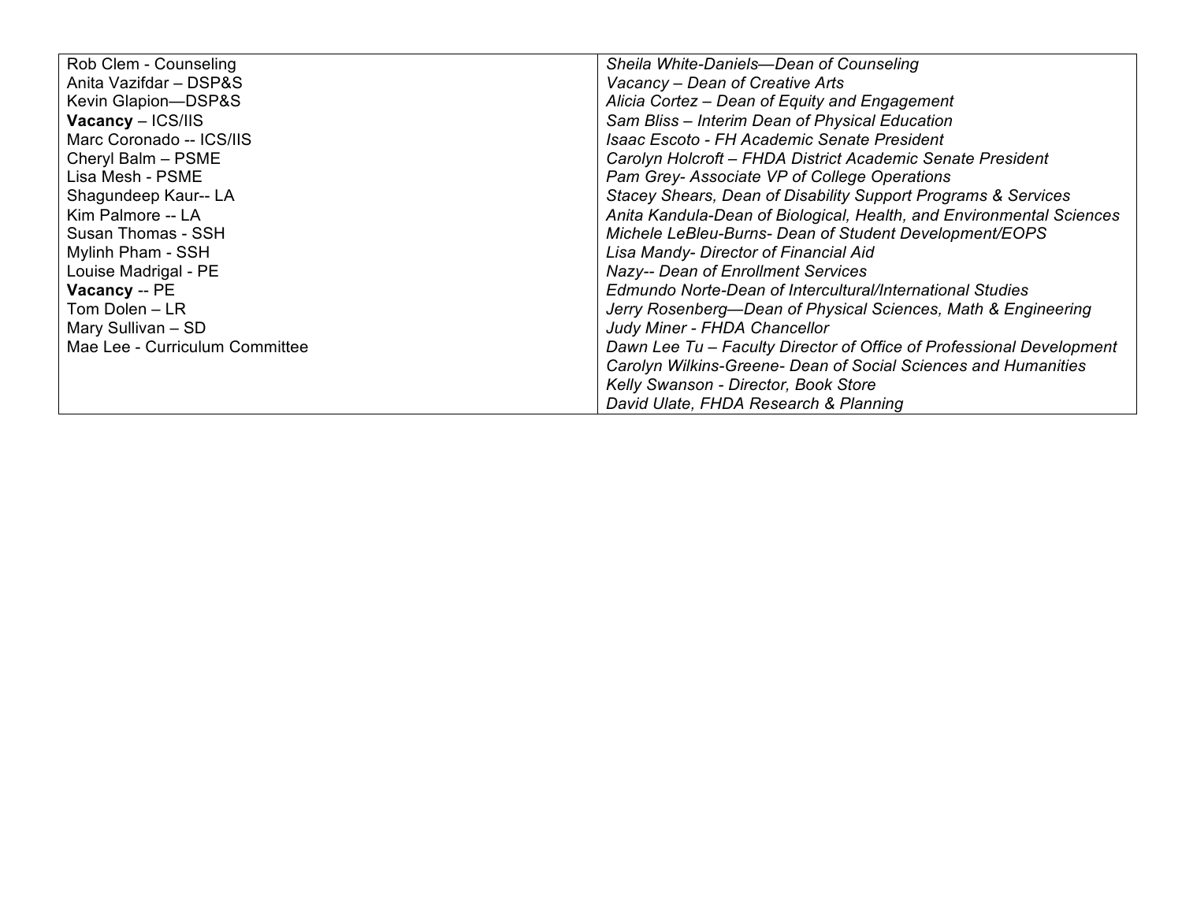| | |
|---|---|
| Rob Clem - Counseling | *Sheila White-Daniels—Dean of Counseling* |
| Anita Vazifdar – DSP&S | *Vacancy – Dean of Creative Arts* |
| Kevin Glapion—DSP&S | *Alicia Cortez – Dean of Equity and Engagement* |
| **Vacancy** – ICS/IIS | *Sam Bliss – Interim Dean of Physical Education* |
| Marc Coronado -- ICS/IIS | *Isaac Escoto - FH Academic Senate President* |
| Cheryl Balm – PSME | *Carolyn Holcroft – FHDA District Academic Senate President* |
| Lisa Mesh - PSME | *Pam Grey- Associate VP of College Operations* |
| Shagundeep Kaur-- LA | *Stacey Shears, Dean of Disability Support Programs & Services* |
| Kim Palmore -- LA | *Anita Kandula-Dean of Biological, Health, and Environmental Sciences* |
| Susan Thomas - SSH | *Michele LeBleu-Burns- Dean of Student Development/EOPS* |
| Mylinh Pham - SSH | *Lisa Mandy- Director of Financial Aid* |
| Louise Madrigal - PE | *Nazy-- Dean of Enrollment Services* |
| **Vacancy** -- PE | *Edmundo Norte-Dean of Intercultural/International Studies* |
| Tom Dolen – LR | *Jerry Rosenberg—Dean of Physical Sciences, Math & Engineering* |
| Mary Sullivan – SD | *Judy Miner - FHDA Chancellor* |
| Mae Lee - Curriculum Committee | *Dawn Lee Tu – Faculty Director of Office of Professional Development* |
| | *Carolyn Wilkins-Greene- Dean of Social Sciences and Humanities* |
| | *Kelly Swanson - Director, Book Store* |
| | *David Ulate, FHDA Research & Planning* |